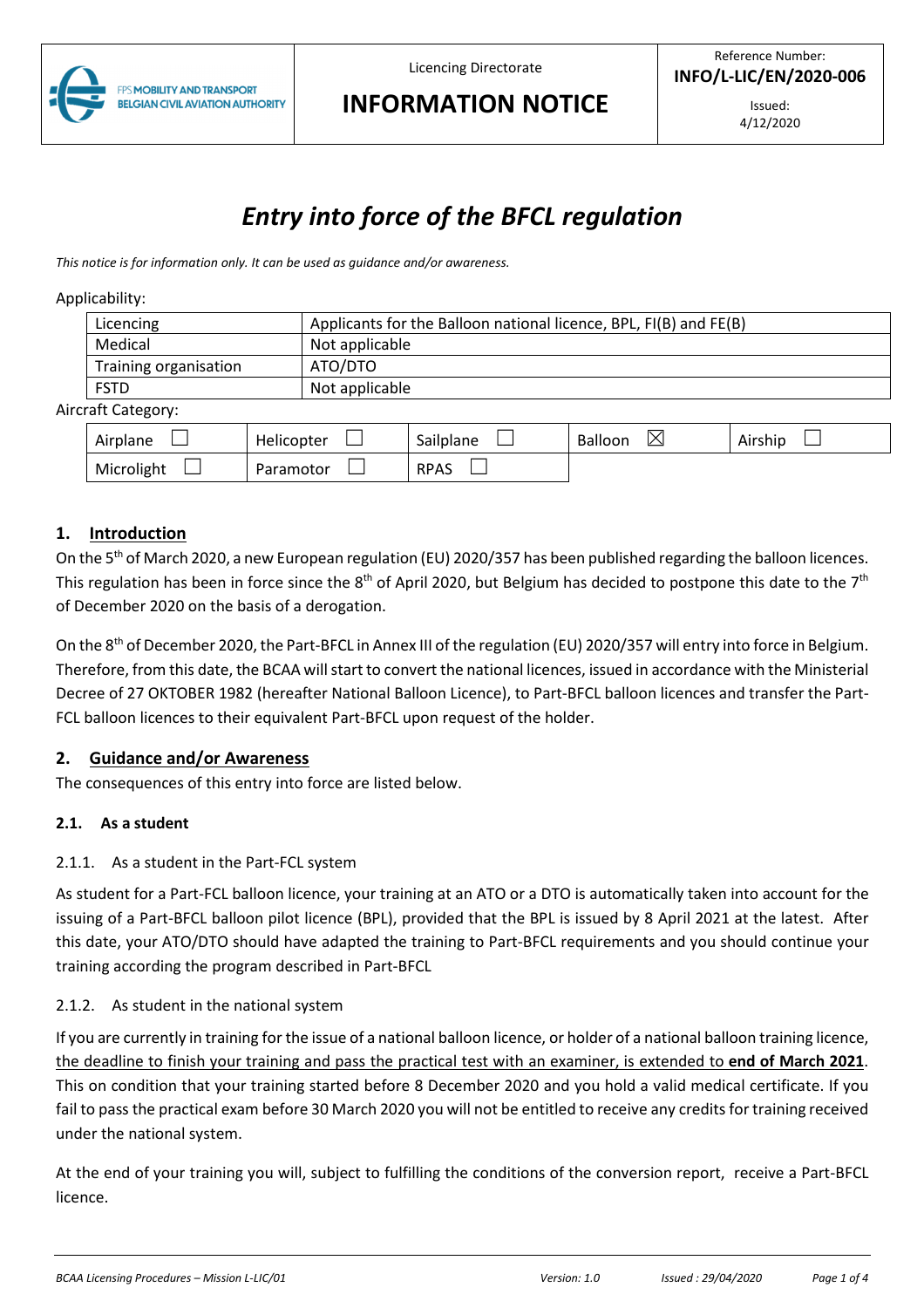| FPS MOBILITY AND TRANSPORT BELGIAN CIVIL AVIATION AUTHORITY | Licencing Directorate **INFORMATION NOTICE** | Reference Number: **INFO/L-LIC/EN/2020-006** Issued: 4/12/2020 |
|---|---|---|

# *Entry into force of the BFCL regulation*

*This notice is for information only. It can be used as guidance and/or awareness.*

Applicability:

| | |
|---|---|
| Licencing | Applicants for the Balloon national licence, BPL, FI(B) and FE(B) |
| Medical | Not applicable |
| Training organisation | ATO/DTO |
| FSTD | Not applicable |

Aircraft Category:

| | | | | |
|---|---|---|---|---|
| Airplane ☐ | Helicopter ☐ | Sailplane ☐ | Balloon ☒ | Airship ☐ |
| Microlight ☐ | Paramotor ☐ | RPAS ☐ | | |

## 1. Introduction

On the 5th of March 2020, a new European regulation (EU) 2020/357 has been published regarding the balloon licences. This regulation has been in force since the 8th of April 2020, but Belgium has decided to postpone this date to the 7th of December 2020 on the basis of a derogation.

On the 8th of December 2020, the Part-BFCL in Annex III of the regulation (EU) 2020/357 will entry into force in Belgium. Therefore, from this date, the BCAA will start to convert the national licences, issued in accordance with the Ministerial Decree of 27 OKTOBER 1982 (hereafter National Balloon Licence), to Part-BFCL balloon licences and transfer the Part-FCL balloon licences to their equivalent Part-BFCL upon request of the holder.

## 2. Guidance and/or Awareness

The consequences of this entry into force are listed below.

### 2.1. As a student

#### 2.1.1. As a student in the Part-FCL system

As student for a Part-FCL balloon licence, your training at an ATO or a DTO is automatically taken into account for the issuing of a Part-BFCL balloon pilot licence (BPL), provided that the BPL is issued by 8 April 2021 at the latest. After this date, your ATO/DTO should have adapted the training to Part-BFCL requirements and you should continue your training according the program described in Part-BFCL

#### 2.1.2. As student in the national system

If you are currently in training for the issue of a national balloon licence, or holder of a national balloon training licence, <u>the deadline to finish your training and pass the practical test with an examiner, is extended to **end of March 2021**</u>. This on condition that your training started before 8 December 2020 and you hold a valid medical certificate. If you fail to pass the practical exam before 30 March 2020 you will not be entitled to receive any credits for training received under the national system.

At the end of your training you will, subject to fulfilling the conditions of the conversion report, receive a Part-BFCL licence.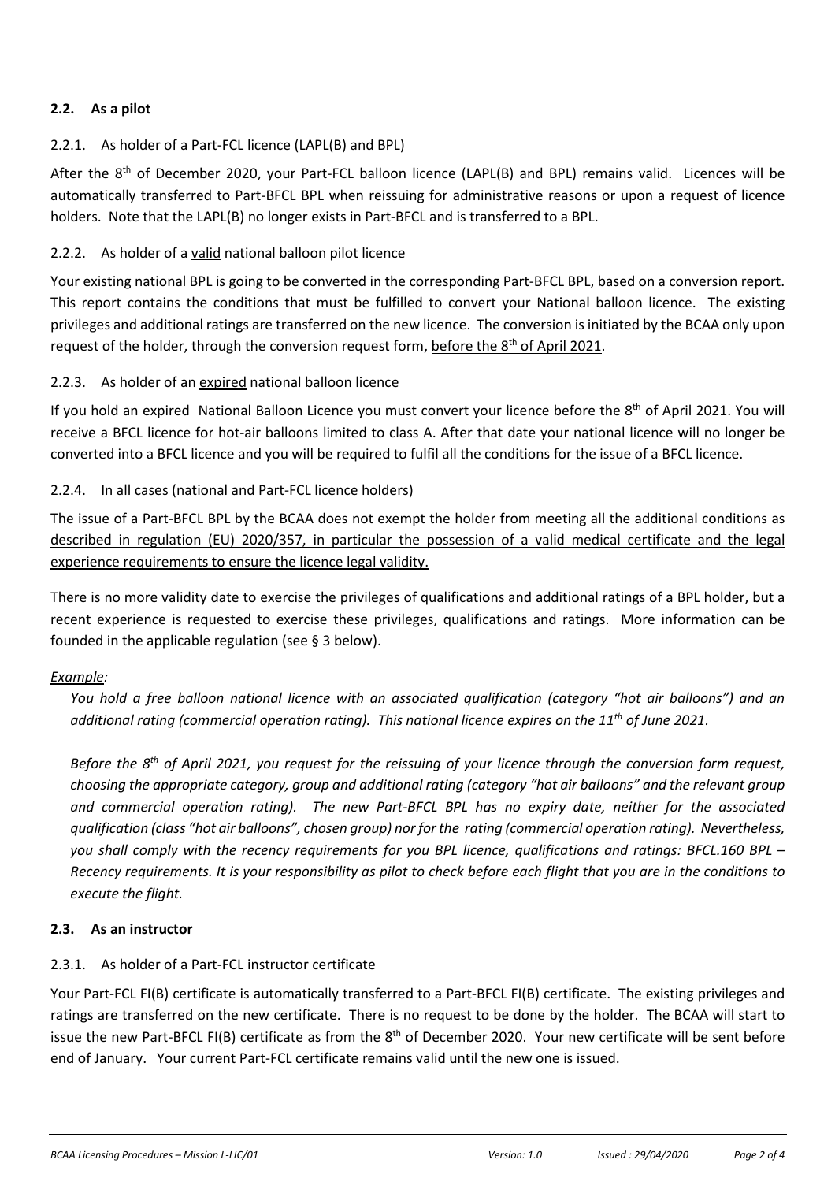### 2.2. As a pilot

#### 2.2.1. As holder of a Part-FCL licence (LAPL(B) and BPL)

After the 8th of December 2020, your Part-FCL balloon licence (LAPL(B) and BPL) remains valid. Licences will be automatically transferred to Part-BFCL BPL when reissuing for administrative reasons or upon a request of licence holders. Note that the LAPL(B) no longer exists in Part-BFCL and is transferred to a BPL.

#### 2.2.2. As holder of a <u>valid</u> national balloon pilot licence

Your existing national BPL is going to be converted in the corresponding Part-BFCL BPL, based on a conversion report. This report contains the conditions that must be fulfilled to convert your National balloon licence. The existing privileges and additional ratings are transferred on the new licence. The conversion is initiated by the BCAA only upon request of the holder, through the conversion request form, <u>before the 8th of April 2021</u>.

#### 2.2.3. As holder of an <u>expired</u> national balloon licence

If you hold an expired National Balloon Licence you must convert your licence <u>before the 8th of April 2021.</u> You will receive a BFCL licence for hot-air balloons limited to class A. After that date your national licence will no longer be converted into a BFCL licence and you will be required to fulfil all the conditions for the issue of a BFCL licence.

#### 2.2.4. In all cases (national and Part-FCL licence holders)

<u>The issue of a Part-BFCL BPL by the BCAA does not exempt the holder from meeting all the additional conditions as described in regulation (EU) 2020/357, in particular the possession of a valid medical certificate and the legal experience requirements to ensure the licence legal validity.</u>

There is no more validity date to exercise the privileges of qualifications and additional ratings of a BPL holder, but a recent experience is requested to exercise these privileges, qualifications and ratings. More information can be founded in the applicable regulation (see § 3 below).

*<u>Example</u>:*

*You hold a free balloon national licence with an associated qualification (category "hot air balloons") and an additional rating (commercial operation rating). This national licence expires on the 11th of June 2021.*

*Before the 8th of April 2021, you request for the reissuing of your licence through the conversion form request, choosing the appropriate category, group and additional rating (category "hot air balloons" and the relevant group and commercial operation rating). The new Part-BFCL BPL has no expiry date, neither for the associated qualification (class "hot air balloons", chosen group) nor for the rating (commercial operation rating). Nevertheless, you shall comply with the recency requirements for you BPL licence, qualifications and ratings: BFCL.160 BPL – Recency requirements. It is your responsibility as pilot to check before each flight that you are in the conditions to execute the flight.*

### 2.3. As an instructor

#### 2.3.1. As holder of a Part-FCL instructor certificate

Your Part-FCL FI(B) certificate is automatically transferred to a Part-BFCL FI(B) certificate. The existing privileges and ratings are transferred on the new certificate. There is no request to be done by the holder. The BCAA will start to issue the new Part-BFCL FI(B) certificate as from the 8th of December 2020. Your new certificate will be sent before end of January. Your current Part-FCL certificate remains valid until the new one is issued.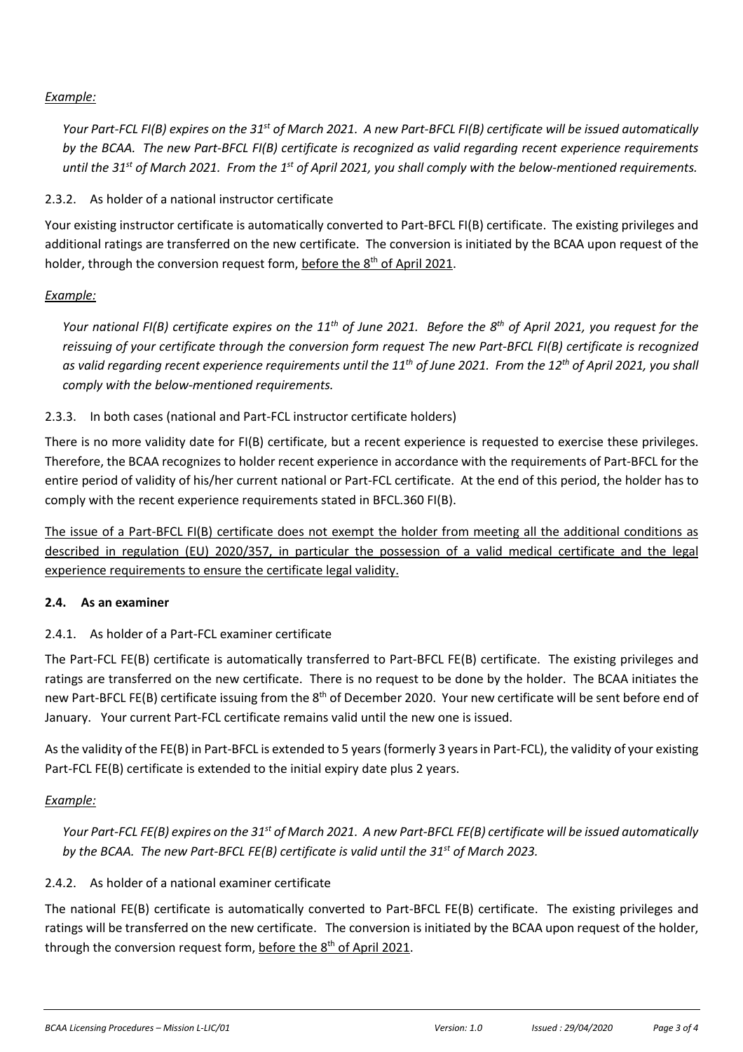*Example:*

*Your Part-FCL FI(B) expires on the 31st of March 2021. A new Part-BFCL FI(B) certificate will be issued automatically by the BCAA. The new Part-BFCL FI(B) certificate is recognized as valid regarding recent experience requirements until the 31st of March 2021. From the 1st of April 2021, you shall comply with the below-mentioned requirements.*

2.3.2. As holder of a national instructor certificate

Your existing instructor certificate is automatically converted to Part-BFCL FI(B) certificate. The existing privileges and additional ratings are transferred on the new certificate. The conversion is initiated by the BCAA upon request of the holder, through the conversion request form, <u>before the 8th of April 2021</u>.

*Example:*

*Your national FI(B) certificate expires on the 11th of June 2021. Before the 8th of April 2021, you request for the reissuing of your certificate through the conversion form request The new Part-BFCL FI(B) certificate is recognized as valid regarding recent experience requirements until the 11th of June 2021. From the 12th of April 2021, you shall comply with the below-mentioned requirements.*

2.3.3. In both cases (national and Part-FCL instructor certificate holders)

There is no more validity date for FI(B) certificate, but a recent experience is requested to exercise these privileges. Therefore, the BCAA recognizes to holder recent experience in accordance with the requirements of Part-BFCL for the entire period of validity of his/her current national or Part-FCL certificate. At the end of this period, the holder has to comply with the recent experience requirements stated in BFCL.360 FI(B).

<u>The issue of a Part-BFCL FI(B) certificate does not exempt the holder from meeting all the additional conditions as described in regulation (EU) 2020/357, in particular the possession of a valid medical certificate and the legal experience requirements to ensure the certificate legal validity.</u>

### 2.4. As an examiner

2.4.1. As holder of a Part-FCL examiner certificate

The Part-FCL FE(B) certificate is automatically transferred to Part-BFCL FE(B) certificate. The existing privileges and ratings are transferred on the new certificate. There is no request to be done by the holder. The BCAA initiates the new Part-BFCL FE(B) certificate issuing from the 8th of December 2020. Your new certificate will be sent before end of January. Your current Part-FCL certificate remains valid until the new one is issued.

As the validity of the FE(B) in Part-BFCL is extended to 5 years (formerly 3 years in Part-FCL), the validity of your existing Part-FCL FE(B) certificate is extended to the initial expiry date plus 2 years.

*Example:*

*Your Part-FCL FE(B) expires on the 31st of March 2021. A new Part-BFCL FE(B) certificate will be issued automatically by the BCAA. The new Part-BFCL FE(B) certificate is valid until the 31st of March 2023.*

2.4.2. As holder of a national examiner certificate

The national FE(B) certificate is automatically converted to Part-BFCL FE(B) certificate. The existing privileges and ratings will be transferred on the new certificate. The conversion is initiated by the BCAA upon request of the holder, through the conversion request form, <u>before the 8th of April 2021</u>.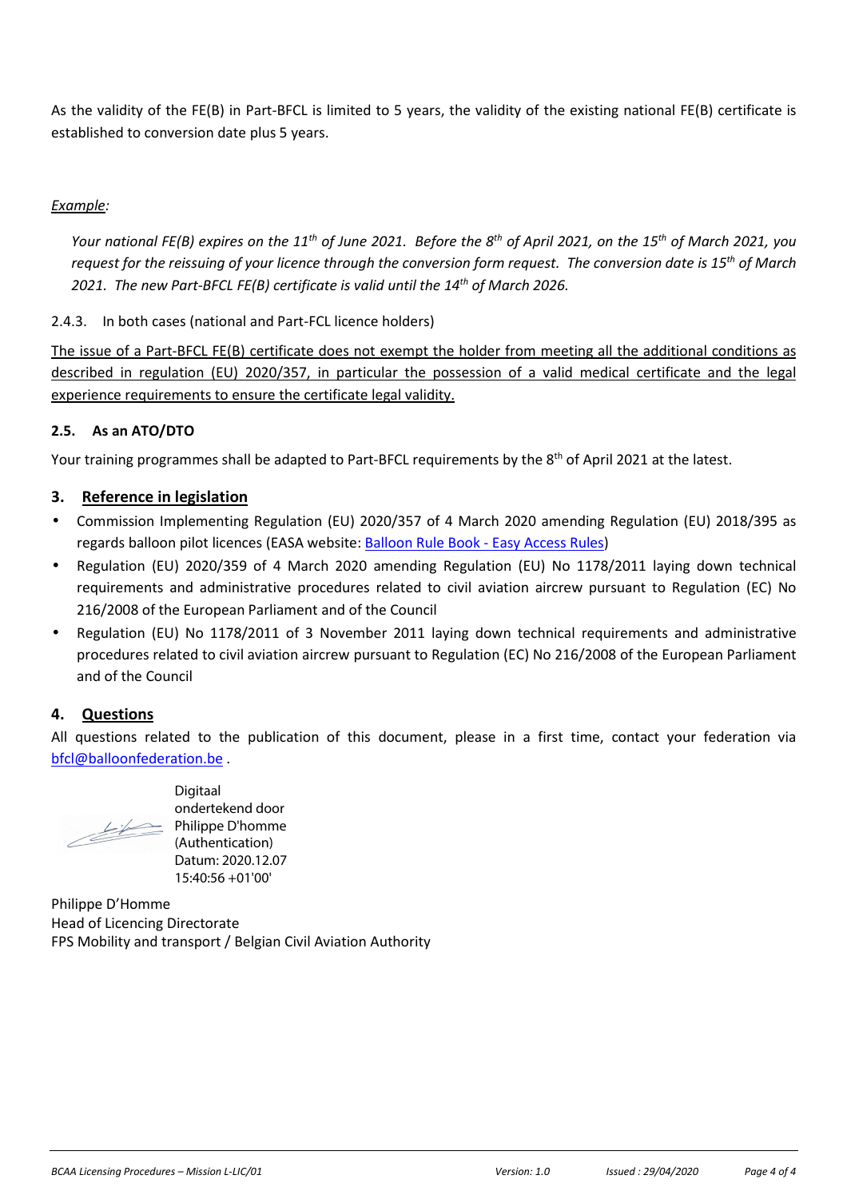As the validity of the FE(B) in Part-BFCL is limited to 5 years, the validity of the existing national FE(B) certificate is established to conversion date plus 5 years.

*Example:*

*Your national FE(B) expires on the 11th of June 2021. Before the 8th of April 2021, on the 15th of March 2021, you request for the reissuing of your licence through the conversion form request. The conversion date is 15th of March 2021. The new Part-BFCL FE(B) certificate is valid until the 14th of March 2026.*

2.4.3. In both cases (national and Part-FCL licence holders)

<u>The issue of a Part-BFCL FE(B) certificate does not exempt the holder from meeting all the additional conditions as described in regulation (EU) 2020/357, in particular the possession of a valid medical certificate and the legal experience requirements to ensure the certificate legal validity.</u>

### 2.5. As an ATO/DTO

Your training programmes shall be adapted to Part-BFCL requirements by the 8th of April 2021 at the latest.

## 3. Reference in legislation

- Commission Implementing Regulation (EU) 2020/357 of 4 March 2020 amending Regulation (EU) 2018/395 as regards balloon pilot licences (EASA website: Balloon Rule Book - Easy Access Rules)
- Regulation (EU) 2020/359 of 4 March 2020 amending Regulation (EU) No 1178/2011 laying down technical requirements and administrative procedures related to civil aviation aircrew pursuant to Regulation (EC) No 216/2008 of the European Parliament and of the Council
- Regulation (EU) No 1178/2011 of 3 November 2011 laying down technical requirements and administrative procedures related to civil aviation aircrew pursuant to Regulation (EC) No 216/2008 of the European Parliament and of the Council

## 4. Questions

All questions related to the publication of this document, please in a first time, contact your federation via bfcl@balloonfederation.be .

Digitaal ondertekend door Philippe D'homme (Authentication)
Datum: 2020.12.07 15:40:56 +01'00'

Philippe D'Homme
Head of Licencing Directorate
FPS Mobility and transport / Belgian Civil Aviation Authority